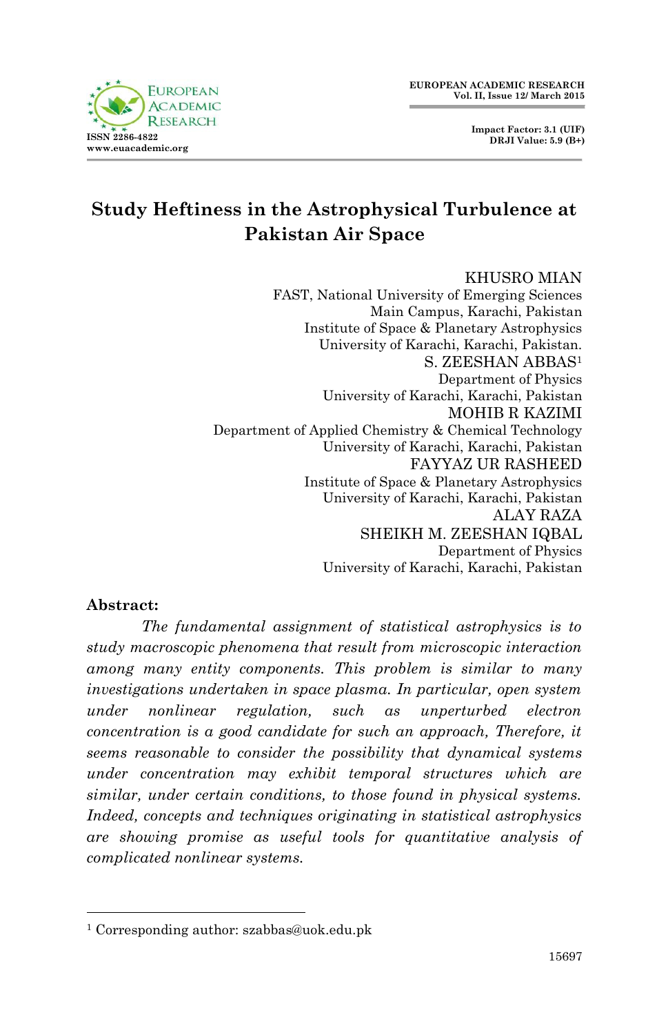# Study Heftiness in the Astrophysical Turbulence at Pakistan Air Space

KHUSRO MIAN
FAST, National University of Emerging Sciences
Main Campus, Karachi, Pakistan
Institute of Space & Planetary Astrophysics
University of Karachi, Karachi, Pakistan.

S. ZEESHAN ABBAS[1]
Department of Physics
University of Karachi, Karachi, Pakistan

MOHIB R KAZIMI
Department of Applied Chemistry & Chemical Technology
University of Karachi, Karachi, Pakistan

FAYYAZ UR RASHEED
Institute of Space & Planetary Astrophysics
University of Karachi, Karachi, Pakistan

ALAY RAZA

SHEIKH M. ZEESHAN IQBAL
Department of Physics
University of Karachi, Karachi, Pakistan

**Abstract:**

*The fundamental assignment of statistical astrophysics is to study macroscopic phenomena that result from microscopic interaction among many entity components. This problem is similar to many investigations undertaken in space plasma. In particular, open system under nonlinear regulation, such as unperturbed electron concentration is a good candidate for such an approach, Therefore, it seems reasonable to consider the possibility that dynamical systems under concentration may exhibit temporal structures which are similar, under certain conditions, to those found in physical systems. Indeed, concepts and techniques originating in statistical astrophysics are showing promise as useful tools for quantitative analysis of complicated nonlinear systems.*

---

[1] Corresponding author: szabbas@uok.edu.pk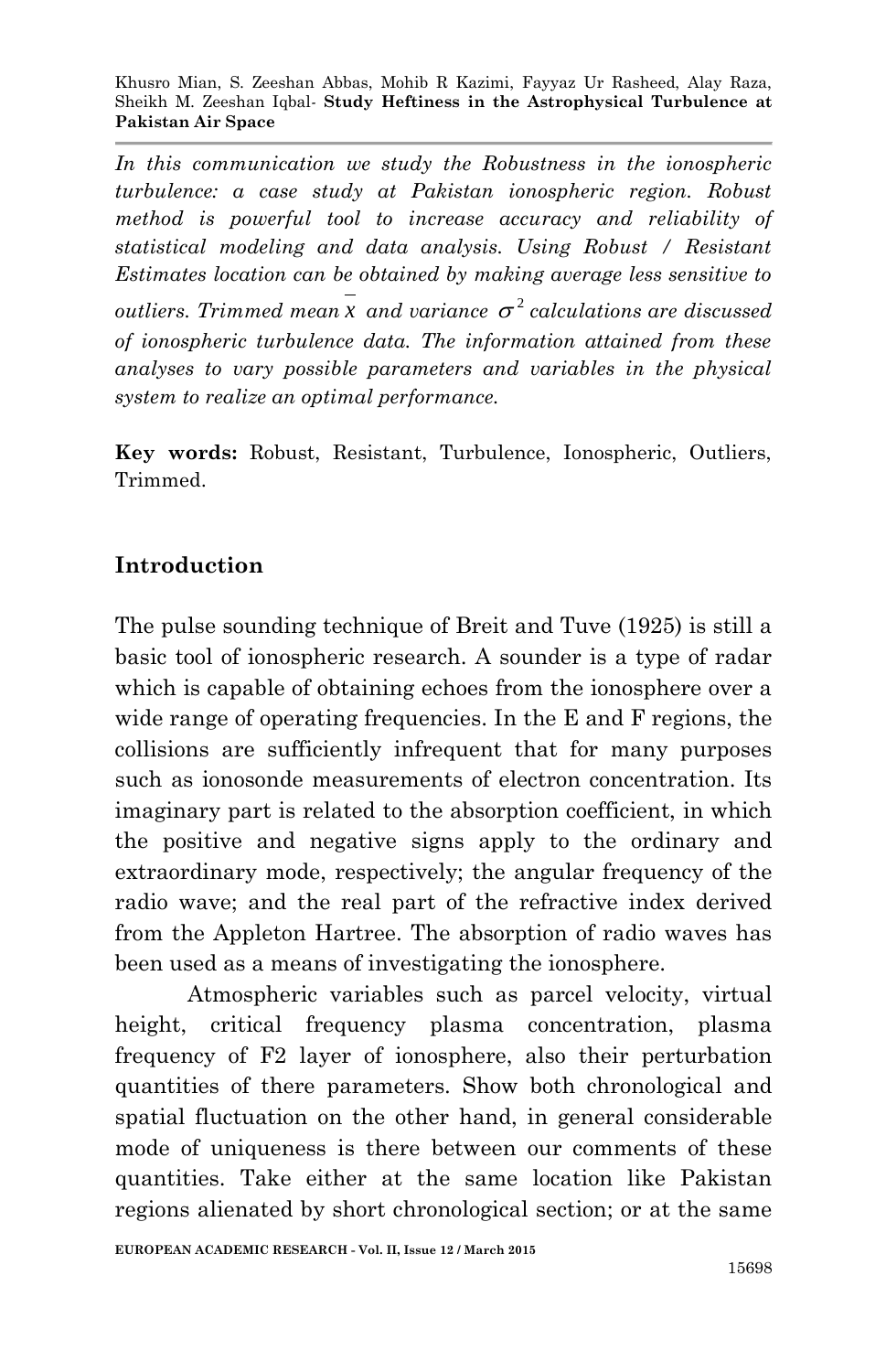*In this communication we study the Robustness in the ionospheric turbulence: a case study at Pakistan ionospheric region. Robust method is powerful tool to increase accuracy and reliability of statistical modeling and data analysis. Using Robust / Resistant Estimates location can be obtained by making average less sensitive to outliers. Trimmed mean* $\bar{x}$ *and variance* $\sigma^2$ *calculations are discussed of ionospheric turbulence data. The information attained from these analyses to vary possible parameters and variables in the physical system to realize an optimal performance.*

**Key words:** Robust, Resistant, Turbulence, Ionospheric, Outliers, Trimmed.

## Introduction

The pulse sounding technique of Breit and Tuve (1925) is still a basic tool of ionospheric research. A sounder is a type of radar which is capable of obtaining echoes from the ionosphere over a wide range of operating frequencies. In the E and F regions, the collisions are sufficiently infrequent that for many purposes such as ionosonde measurements of electron concentration. Its imaginary part is related to the absorption coefficient, in which the positive and negative signs apply to the ordinary and extraordinary mode, respectively; the angular frequency of the radio wave; and the real part of the refractive index derived from the Appleton Hartree. The absorption of radio waves has been used as a means of investigating the ionosphere.

Atmospheric variables such as parcel velocity, virtual height, critical frequency plasma concentration, plasma frequency of F2 layer of ionosphere, also their perturbation quantities of there parameters. Show both chronological and spatial fluctuation on the other hand, in general considerable mode of uniqueness is there between our comments of these quantities. Take either at the same location like Pakistan regions alienated by short chronological section; or at the same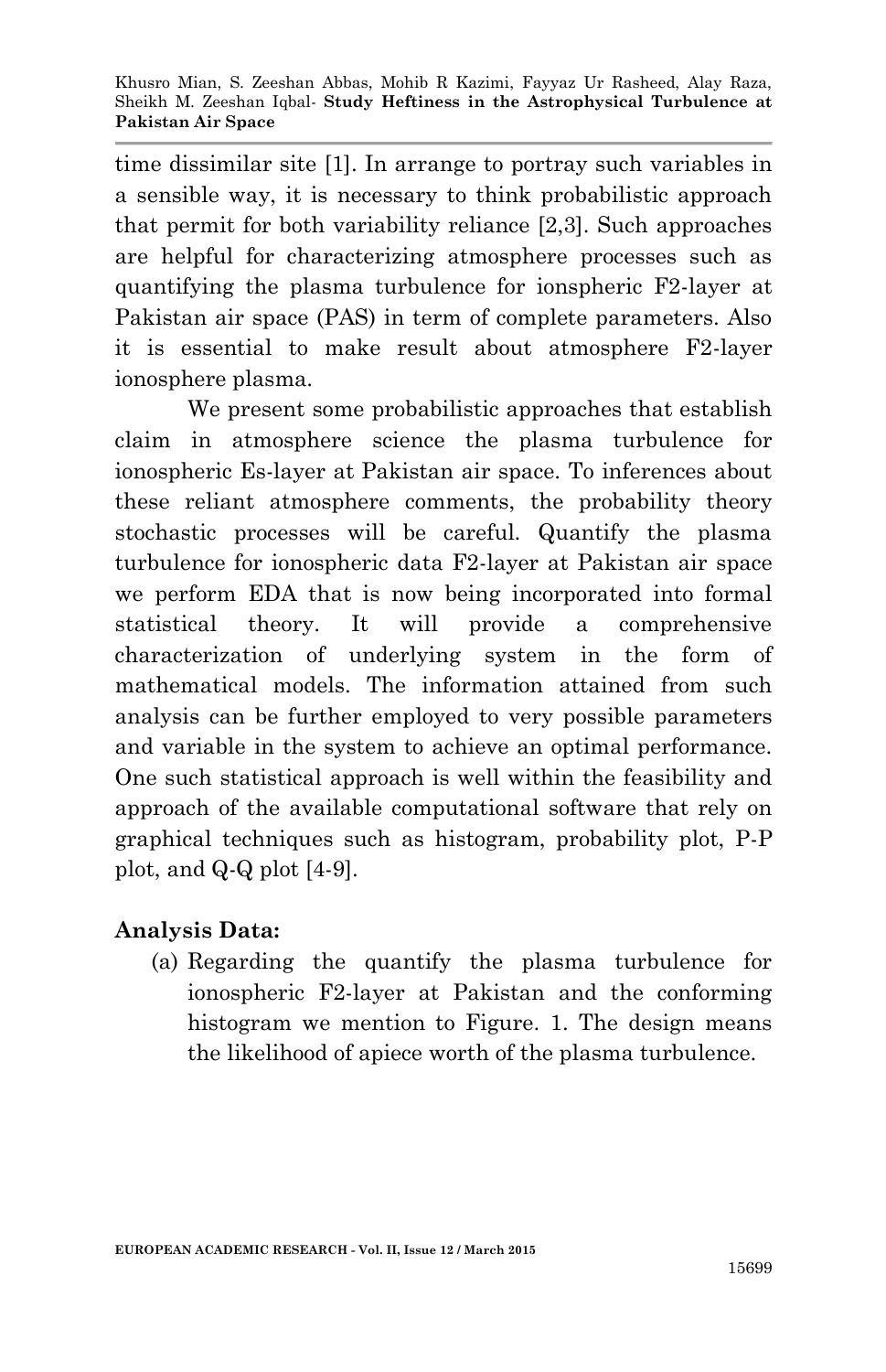time dissimilar site [1]. In arrange to portray such variables in a sensible way, it is necessary to think probabilistic approach that permit for both variability reliance [2,3]. Such approaches are helpful for characterizing atmosphere processes such as quantifying the plasma turbulence for ionspheric F2-layer at Pakistan air space (PAS) in term of complete parameters. Also it is essential to make result about atmosphere F2-layer ionosphere plasma.

We present some probabilistic approaches that establish claim in atmosphere science the plasma turbulence for ionospheric Es-layer at Pakistan air space. To inferences about these reliant atmosphere comments, the probability theory stochastic processes will be careful. Quantify the plasma turbulence for ionospheric data F2-layer at Pakistan air space we perform EDA that is now being incorporated into formal statistical theory. It will provide a comprehensive characterization of underlying system in the form of mathematical models. The information attained from such analysis can be further employed to very possible parameters and variable in the system to achieve an optimal performance. One such statistical approach is well within the feasibility and approach of the available computational software that rely on graphical techniques such as histogram, probability plot, P-P plot, and Q-Q plot [4-9].

## Analysis Data:

(a) Regarding the quantify the plasma turbulence for ionospheric F2-layer at Pakistan and the conforming histogram we mention to Figure. 1. The design means the likelihood of apiece worth of the plasma turbulence.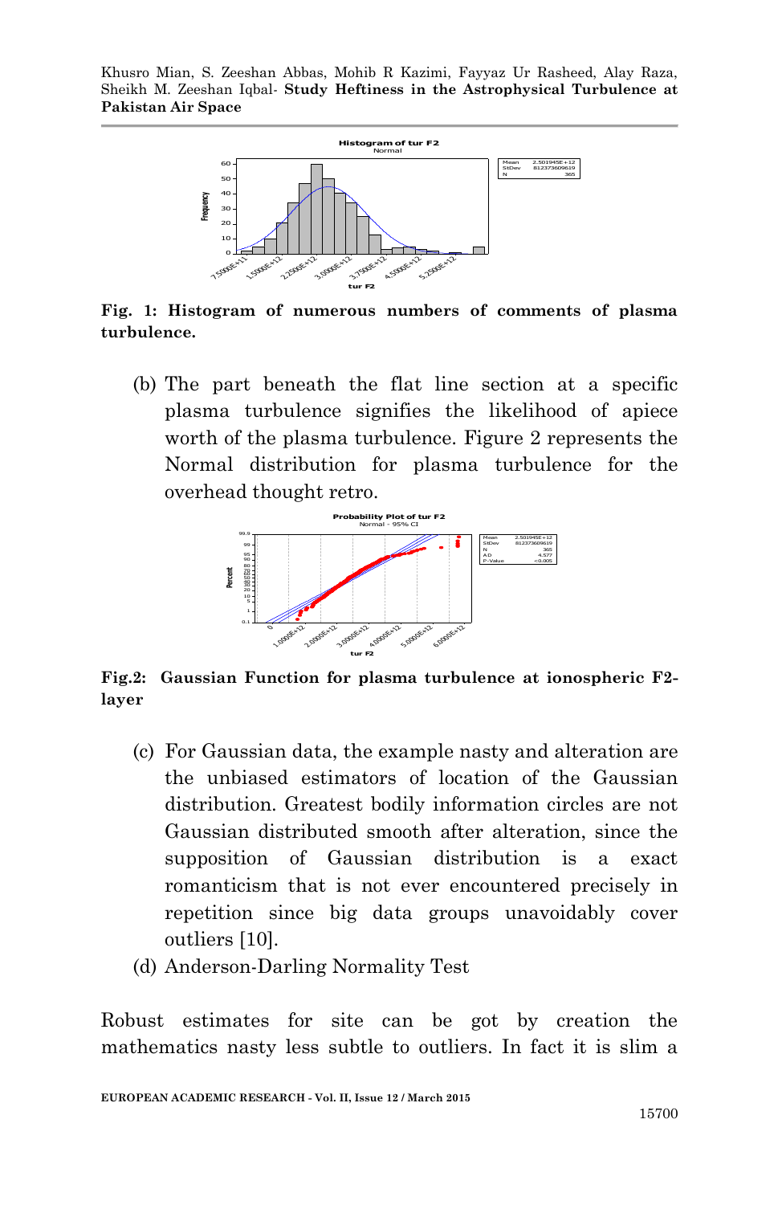**Fig. 1: Histogram of numerous numbers of comments of plasma turbulence.**

(b) The part beneath the flat line section at a specific plasma turbulence signifies the likelihood of apiece worth of the plasma turbulence. Figure 2 represents the Normal distribution for plasma turbulence for the overhead thought retro.

**Fig.2: Gaussian Function for plasma turbulence at ionospheric F2-layer**

(c) For Gaussian data, the example nasty and alteration are the unbiased estimators of location of the Gaussian distribution. Greatest bodily information circles are not Gaussian distributed smooth after alteration, since the supposition of Gaussian distribution is a exact romanticism that is not ever encountered precisely in repetition since big data groups unavoidably cover outliers [10].

(d) Anderson-Darling Normality Test

Robust estimates for site can be got by creation the mathematics nasty less subtle to outliers. In fact it is slim a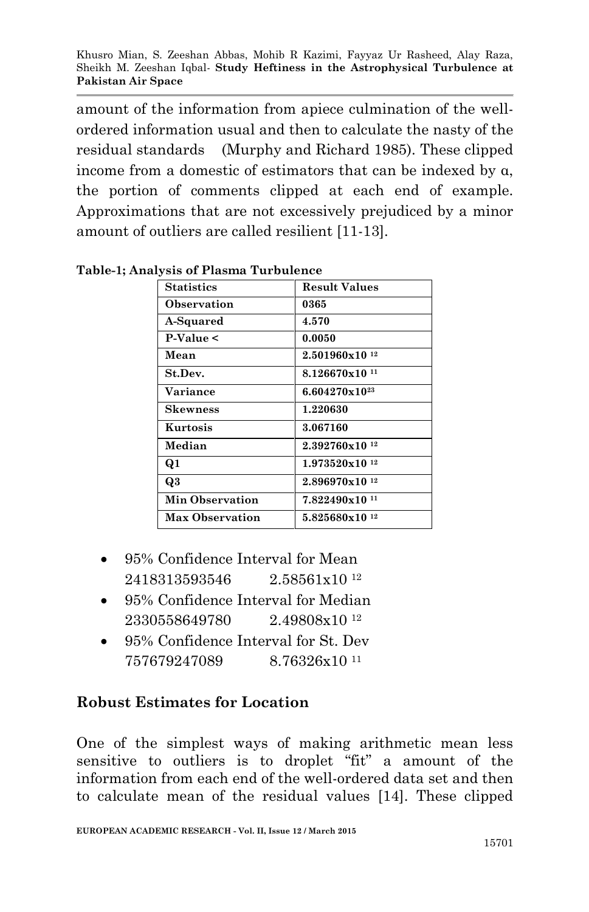amount of the information from apiece culmination of the well-ordered information usual and then to calculate the nasty of the residual standards (Murphy and Richard 1985). These clipped income from a domestic of estimators that can be indexed by α, the portion of comments clipped at each end of example. Approximations that are not excessively prejudiced by a minor amount of outliers are called resilient [11-13].

**Table-1; Analysis of Plasma Turbulence**

| Statistics | Result Values |
|---|---|
| Observation | 0365 |
| A-Squared | 4.570 |
| P-Value < | 0.0050 |
| Mean | $2.501960 \times 10^{12}$ |
| St.Dev. | $8.126670 \times 10^{11}$ |
| Variance | $6.604270 \times 10^{23}$ |
| Skewness | 1.220630 |
| Kurtosis | 3.067160 |
| Median | $2.392760 \times 10^{12}$ |
| Q1 | $1.973520 \times 10^{12}$ |
| Q3 | $2.896970 \times 10^{12}$ |
| Min Observation | $7.822490 \times 10^{11}$ |
| Max Observation | $5.825680 \times 10^{12}$ |

- 95% Confidence Interval for Mean
  2418313593546 $2.58561 \times 10^{12}$
- 95% Confidence Interval for Median
  2330558649780 $2.49808 \times 10^{12}$
- 95% Confidence Interval for St. Dev
  757679247089 $8.76326 \times 10^{11}$

## Robust Estimates for Location

One of the simplest ways of making arithmetic mean less sensitive to outliers is to droplet "fit" a amount of the information from each end of the well-ordered data set and then to calculate mean of the residual values [14]. These clipped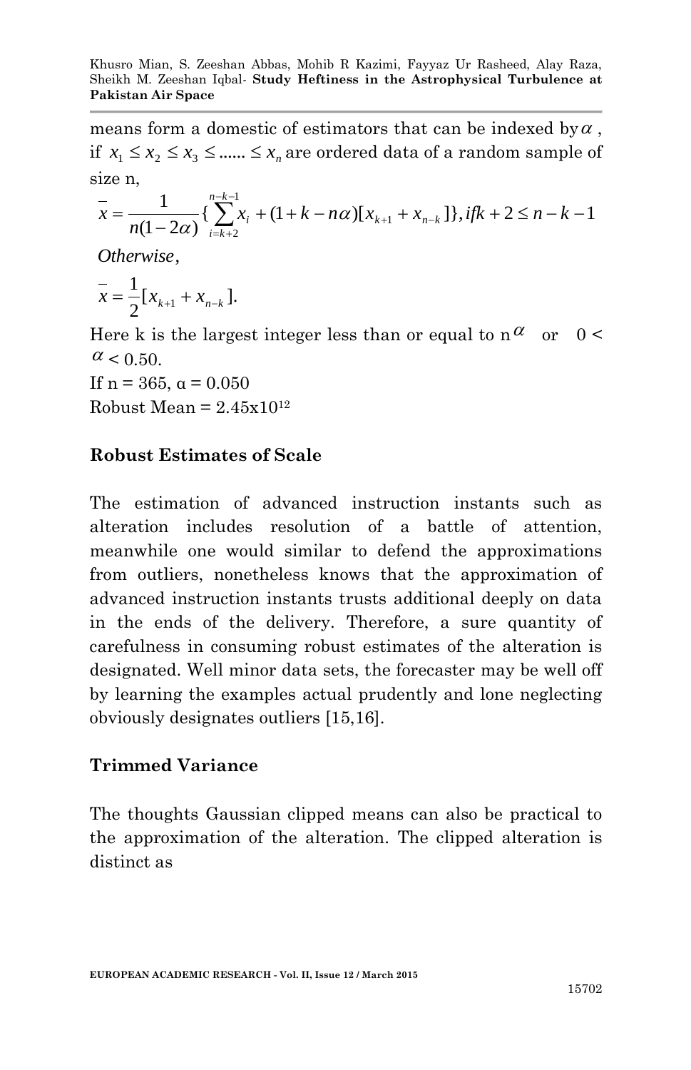means form a domestic of estimators that can be indexed by $\alpha$, if $x_1 \le x_2 \le x_3 \le ...... \le x_n$ are ordered data of a random sample of size n,

$$\bar{x} = \frac{1}{n(1-2\alpha)}\{\sum_{i=k+2}^{n-k-1} x_i + (1+k-n\alpha)[x_{k+1} + x_{n-k}]\}, if k+2 \le n-k-1$$

*Otherwise*,

$$\bar{x} = \frac{1}{2}[x_{k+1} + x_{n-k}].$$

Here k is the largest integer less than or equal to n$\alpha$ or $0 < \alpha < 0.50$.

If n = 365, α = 0.050

Robust Mean = $2.45 \times 10^{12}$

## Robust Estimates of Scale

The estimation of advanced instruction instants such as alteration includes resolution of a battle of attention, meanwhile one would similar to defend the approximations from outliers, nonetheless knows that the approximation of advanced instruction instants trusts additional deeply on data in the ends of the delivery. Therefore, a sure quantity of carefulness in consuming robust estimates of the alteration is designated. Well minor data sets, the forecaster may be well off by learning the examples actual prudently and lone neglecting obviously designates outliers [15,16].

## Trimmed Variance

The thoughts Gaussian clipped means can also be practical to the approximation of the alteration. The clipped alteration is distinct as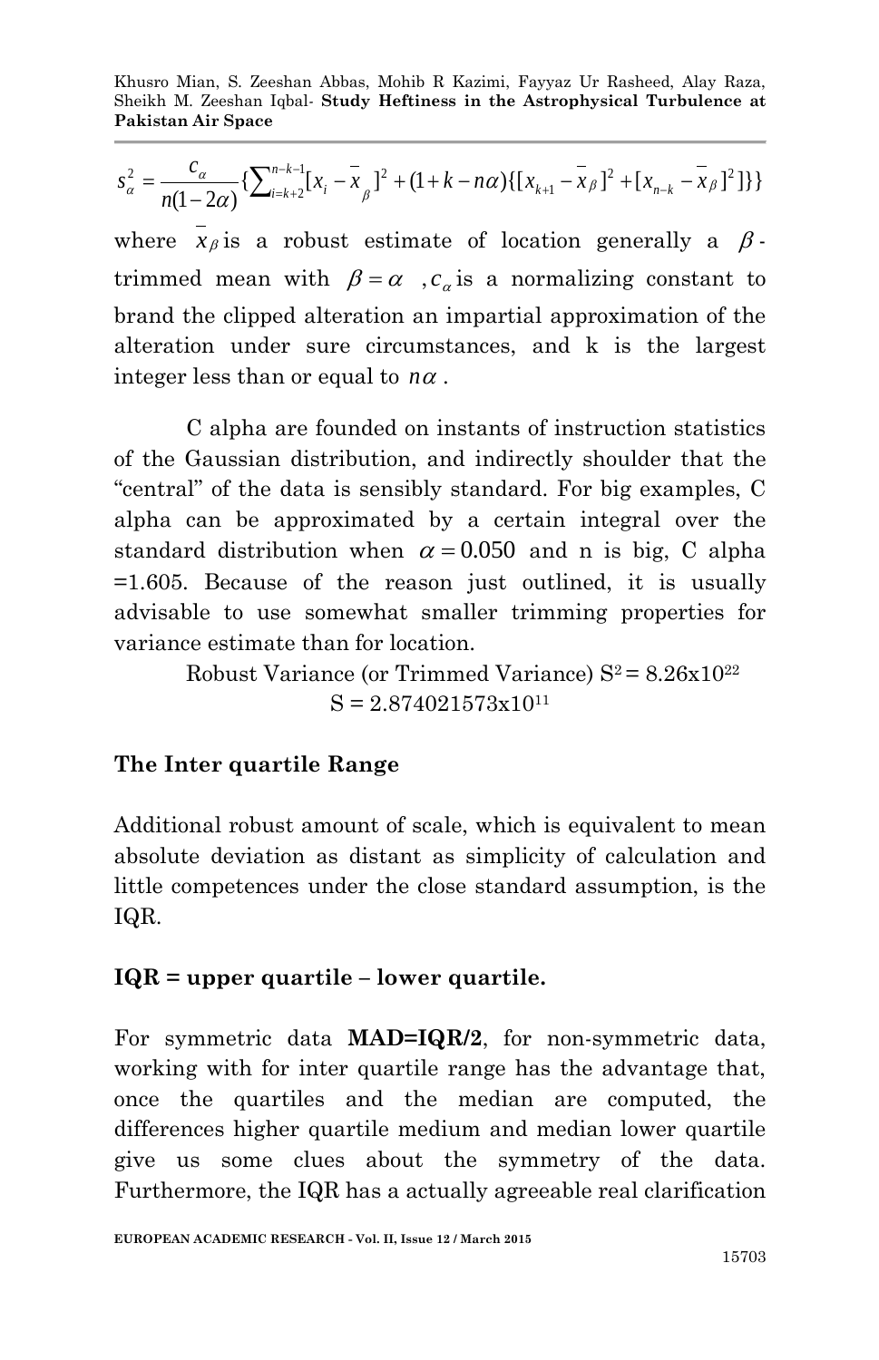$$s_{\alpha}^{2}=\frac{c_{\alpha}}{n(1-2\alpha)}\{\sum_{i=k+2}^{n-k-1}[x_{i}-\bar{x}_{\beta}]^{2}+(1+k-n\alpha)\{[x_{k+1}-\bar{x}_{\beta}]^{2}+[x_{n-k}-\bar{x}_{\beta}]^{2}]\}\}$$

where $\bar{x}_{\beta}$ is a robust estimate of location generally a $\beta$-trimmed mean with $\beta=\alpha$ , $c_{\alpha}$ is a normalizing constant to brand the clipped alteration an impartial approximation of the alteration under sure circumstances, and k is the largest integer less than or equal to $n\alpha$ .

C alpha are founded on instants of instruction statistics of the Gaussian distribution, and indirectly shoulder that the "central" of the data is sensibly standard. For big examples, C alpha can be approximated by a certain integral over the standard distribution when $\alpha=0.050$ and n is big, C alpha =1.605. Because of the reason just outlined, it is usually advisable to use somewhat smaller trimming properties for variance estimate than for location.

Robust Variance (or Trimmed Variance) $S^2 = 8.26 \times 10^{22}$

$S = 2.874021573 \times 10^{11}$

## The Inter quartile Range

Additional robust amount of scale, which is equivalent to mean absolute deviation as distant as simplicity of calculation and little competences under the close standard assumption, is the IQR.

**IQR = upper quartile – lower quartile.**

For symmetric data **MAD=IQR/2**, for non-symmetric data, working with for inter quartile range has the advantage that, once the quartiles and the median are computed, the differences higher quartile medium and median lower quartile give us some clues about the symmetry of the data. Furthermore, the IQR has a actually agreeable real clarification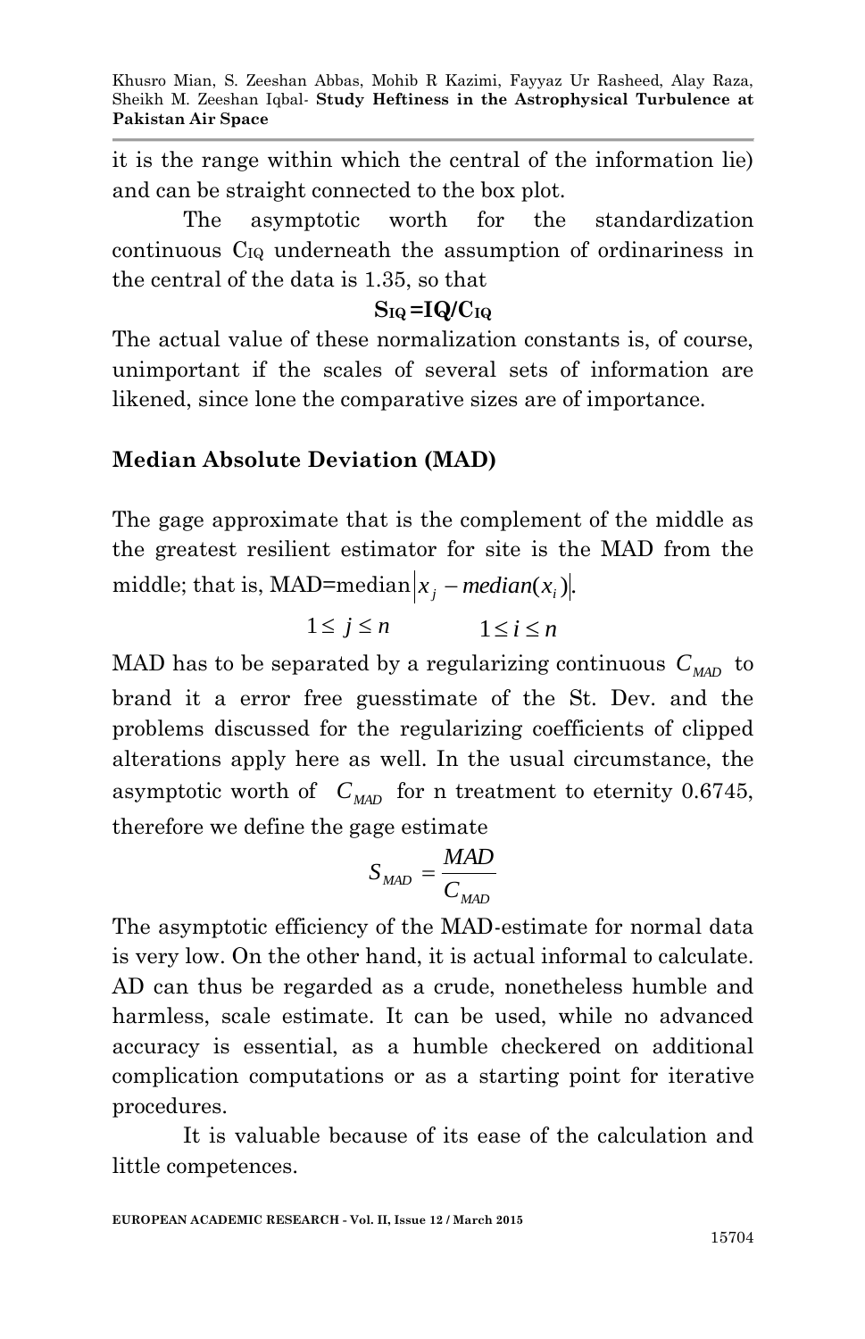it is the range within which the central of the information lie) and can be straight connected to the box plot.

The asymptotic worth for the standardization continuous $C_{IQ}$ underneath the assumption of ordinariness in the central of the data is 1.35, so that

$$S_{IQ} = IQ/C_{IQ}$$

The actual value of these normalization constants is, of course, unimportant if the scales of several sets of information are likened, since lone the comparative sizes are of importance.

## Median Absolute Deviation (MAD)

The gage approximate that is the complement of the middle as the greatest resilient estimator for site is the MAD from the middle; that is, MAD=median$\left|x_j - median(x_i)\right|$.

$$1 \le j \le n \qquad 1 \le i \le n$$

MAD has to be separated by a regularizing continuous $C_{MAD}$ to brand it a error free guesstimate of the St. Dev. and the problems discussed for the regularizing coefficients of clipped alterations apply here as well. In the usual circumstance, the asymptotic worth of $C_{MAD}$ for n treatment to eternity 0.6745, therefore we define the gage estimate

$$S_{MAD} = \frac{MAD}{C_{MAD}}$$

The asymptotic efficiency of the MAD-estimate for normal data is very low. On the other hand, it is actual informal to calculate. AD can thus be regarded as a crude, nonetheless humble and harmless, scale estimate. It can be used, while no advanced accuracy is essential, as a humble checkered on additional complication computations or as a starting point for iterative procedures.

It is valuable because of its ease of the calculation and little competences.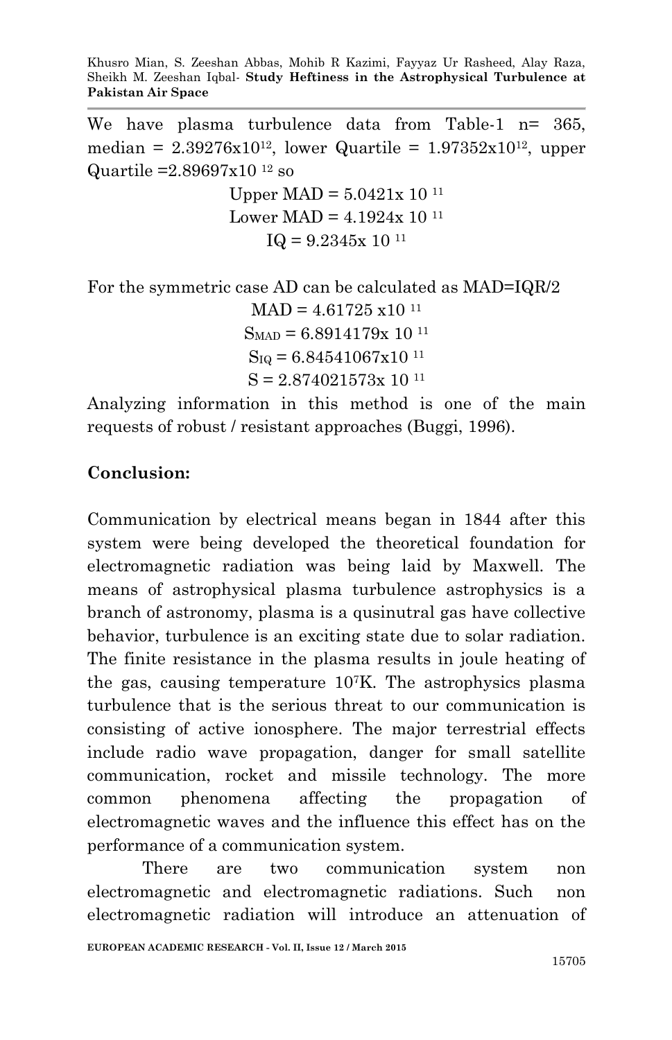We have plasma turbulence data from Table-1 n= 365, median = $2.39276 \times 10^{12}$, lower Quartile = $1.97352 \times 10^{12}$, upper Quartile = $2.89697 \times 10^{12}$ so

$$\text{Upper MAD} = 5.0421 \times 10^{11}$$
$$\text{Lower MAD} = 4.1924 \times 10^{11}$$
$$\text{IQ} = 9.2345 \times 10^{11}$$

For the symmetric case AD can be calculated as MAD=IQR/2

$$\text{MAD} = 4.61725 \times 10^{11}$$
$$S_{MAD} = 6.8914179 \times 10^{11}$$
$$S_{IQ} = 6.84541067 \times 10^{11}$$
$$S = 2.874021573 \times 10^{11}$$

Analyzing information in this method is one of the main requests of robust / resistant approaches (Buggi, 1996).

## Conclusion:

Communication by electrical means began in 1844 after this system were being developed the theoretical foundation for electromagnetic radiation was being laid by Maxwell. The means of astrophysical plasma turbulence astrophysics is a branch of astronomy, plasma is a qusinutral gas have collective behavior, turbulence is an exciting state due to solar radiation. The finite resistance in the plasma results in joule heating of the gas, causing temperature $10^7$K. The astrophysics plasma turbulence that is the serious threat to our communication is consisting of active ionosphere. The major terrestrial effects include radio wave propagation, danger for small satellite communication, rocket and missile technology. The more common phenomena affecting the propagation of electromagnetic waves and the influence this effect has on the performance of a communication system.

There are two communication system non electromagnetic and electromagnetic radiations. Such non electromagnetic radiation will introduce an attenuation of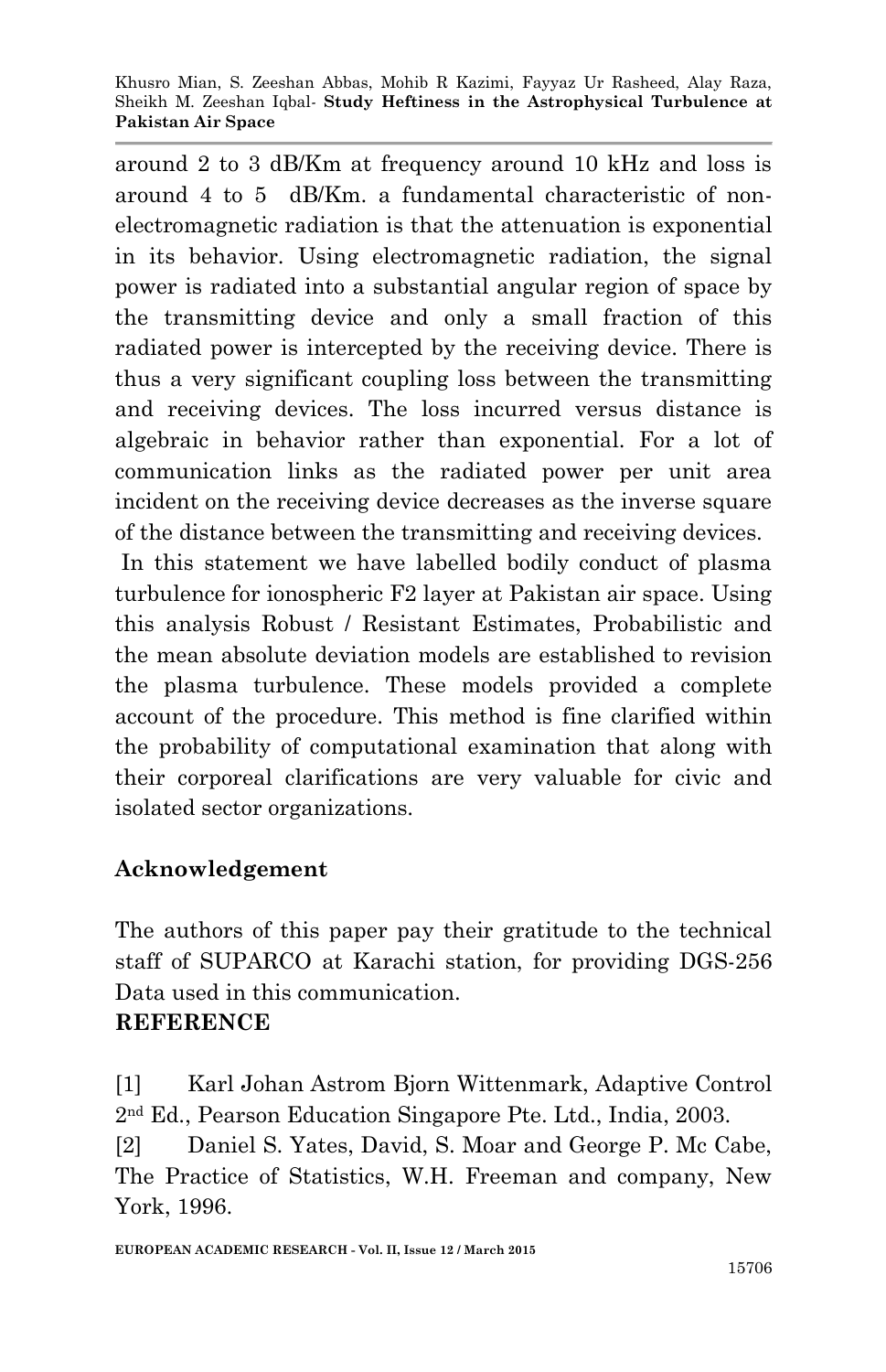around 2 to 3 dB/Km at frequency around 10 kHz and loss is around 4 to 5 dB/Km. a fundamental characteristic of non-electromagnetic radiation is that the attenuation is exponential in its behavior. Using electromagnetic radiation, the signal power is radiated into a substantial angular region of space by the transmitting device and only a small fraction of this radiated power is intercepted by the receiving device. There is thus a very significant coupling loss between the transmitting and receiving devices. The loss incurred versus distance is algebraic in behavior rather than exponential. For a lot of communication links as the radiated power per unit area incident on the receiving device decreases as the inverse square of the distance between the transmitting and receiving devices.

In this statement we have labelled bodily conduct of plasma turbulence for ionospheric F2 layer at Pakistan air space. Using this analysis Robust / Resistant Estimates, Probabilistic and the mean absolute deviation models are established to revision the plasma turbulence. These models provided a complete account of the procedure. This method is fine clarified within the probability of computational examination that along with their corporeal clarifications are very valuable for civic and isolated sector organizations.

## Acknowledgement

The authors of this paper pay their gratitude to the technical staff of SUPARCO at Karachi station, for providing DGS-256 Data used in this communication.

## REFERENCE

[1] Karl Johan Astrom Bjorn Wittenmark, Adaptive Control 2nd Ed., Pearson Education Singapore Pte. Ltd., India, 2003.

[2] Daniel S. Yates, David, S. Moar and George P. Mc Cabe, The Practice of Statistics, W.H. Freeman and company, New York, 1996.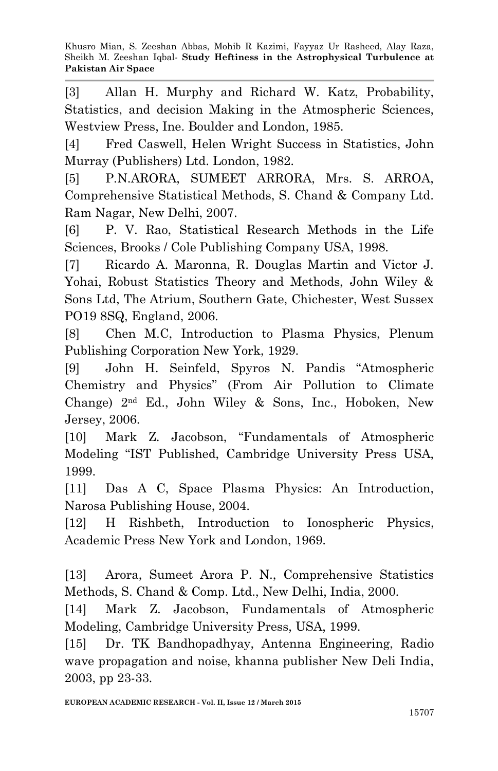[3] Allan H. Murphy and Richard W. Katz, Probability, Statistics, and decision Making in the Atmospheric Sciences, Westview Press, Ine. Boulder and London, 1985.

[4] Fred Caswell, Helen Wright Success in Statistics, John Murray (Publishers) Ltd. London, 1982.

[5] P.N.ARORA, SUMEET ARRORA, Mrs. S. ARROA, Comprehensive Statistical Methods, S. Chand & Company Ltd. Ram Nagar, New Delhi, 2007.

[6] P. V. Rao, Statistical Research Methods in the Life Sciences, Brooks / Cole Publishing Company USA, 1998.

[7] Ricardo A. Maronna, R. Douglas Martin and Victor J. Yohai, Robust Statistics Theory and Methods, John Wiley & Sons Ltd, The Atrium, Southern Gate, Chichester, West Sussex PO19 8SQ, England, 2006.

[8] Chen M.C, Introduction to Plasma Physics, Plenum Publishing Corporation New York, 1929.

[9] John H. Seinfeld, Spyros N. Pandis "Atmospheric Chemistry and Physics" (From Air Pollution to Climate Change) 2nd Ed., John Wiley & Sons, Inc., Hoboken, New Jersey, 2006.

[10] Mark Z. Jacobson, "Fundamentals of Atmospheric Modeling "IST Published, Cambridge University Press USA, 1999.

[11] Das A C, Space Plasma Physics: An Introduction, Narosa Publishing House, 2004.

[12] H Rishbeth, Introduction to Ionospheric Physics, Academic Press New York and London, 1969.

[13] Arora, Sumeet Arora P. N., Comprehensive Statistics Methods, S. Chand & Comp. Ltd., New Delhi, India, 2000.

[14] Mark Z. Jacobson, Fundamentals of Atmospheric Modeling, Cambridge University Press, USA, 1999.

[15] Dr. TK Bandhopadhyay, Antenna Engineering, Radio wave propagation and noise, khanna publisher New Deli India, 2003, pp 23-33.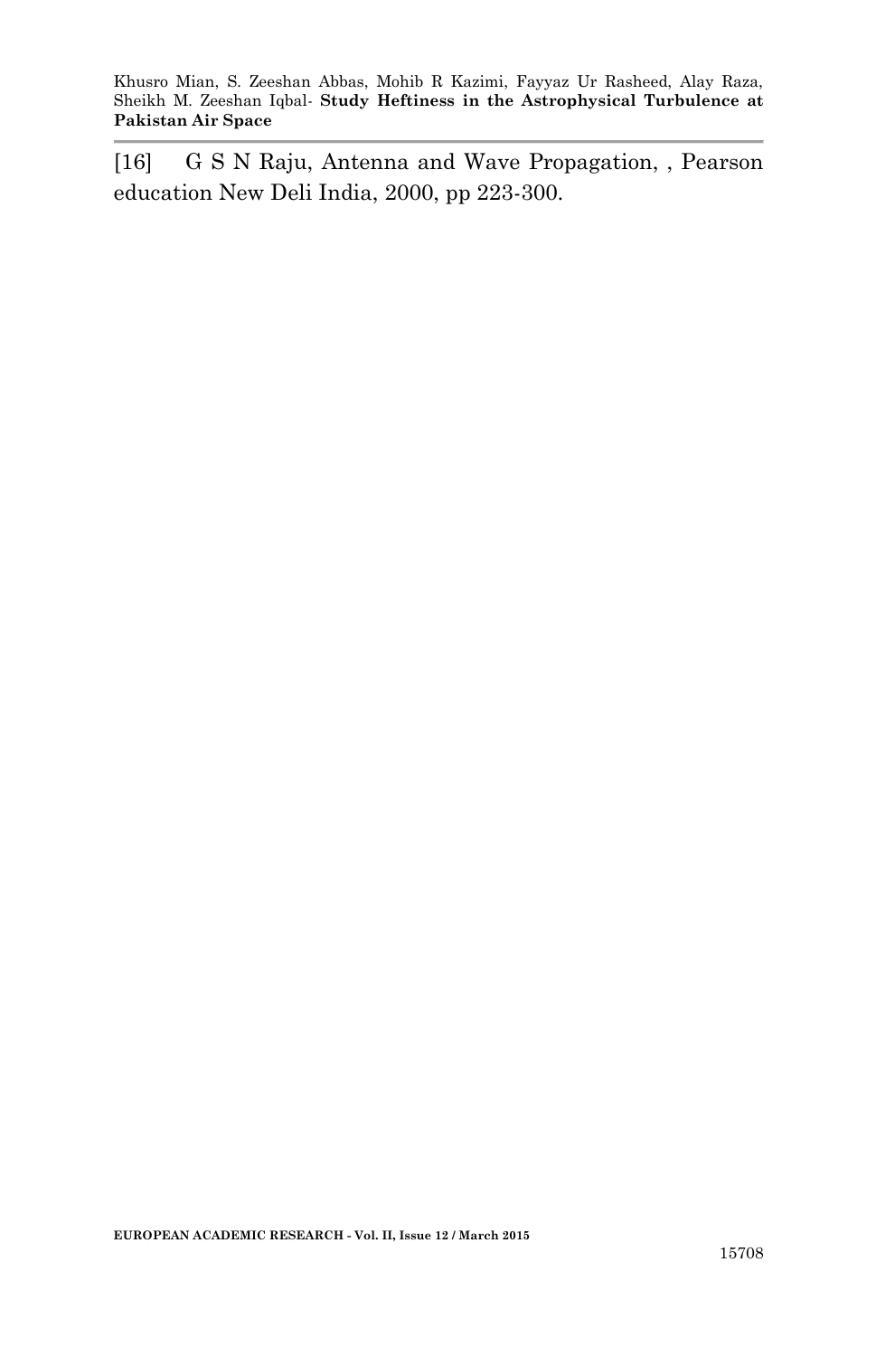[16] G S N Raju, Antenna and Wave Propagation, , Pearson education New Deli India, 2000, pp 223-300.